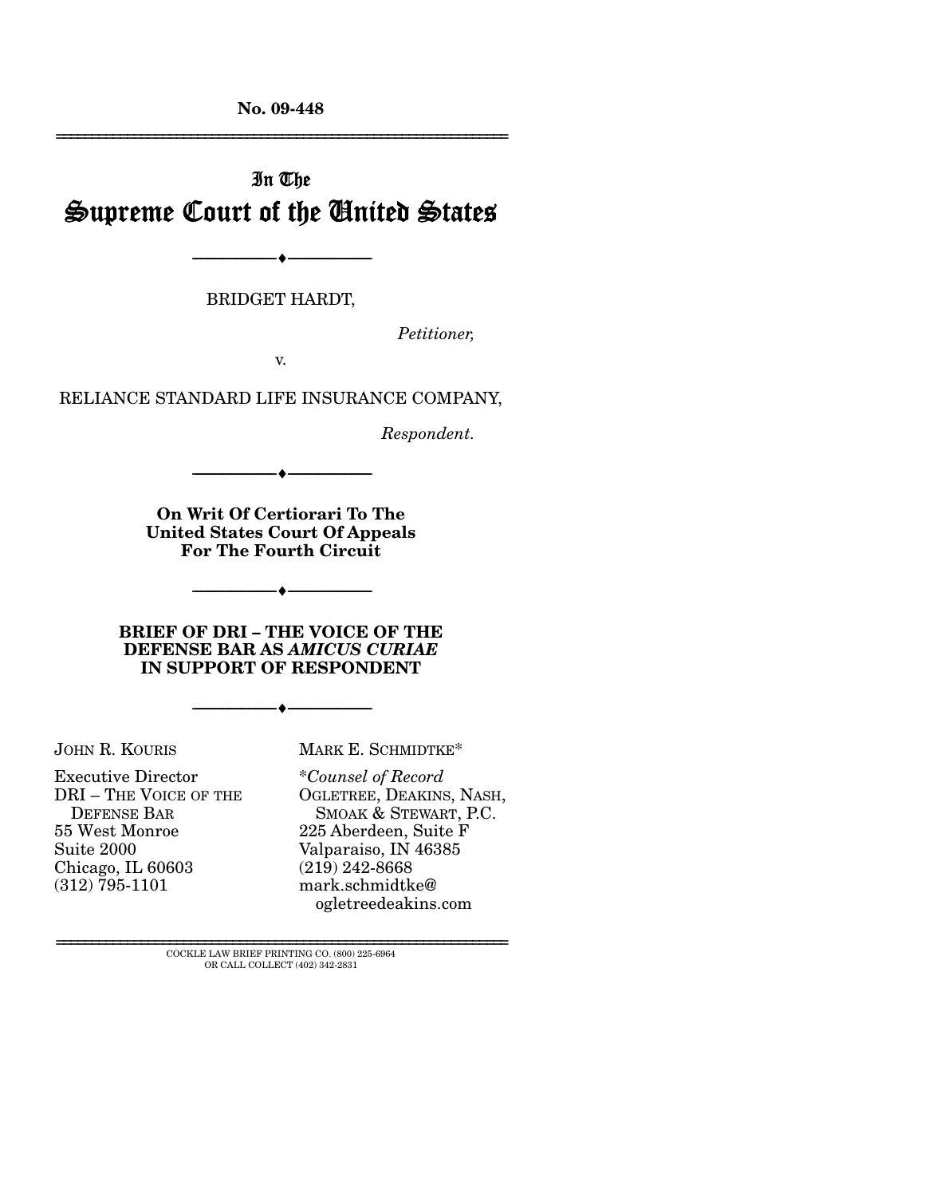**No. 09-448**

---

# In The Supreme Court of the United States

---

BRIDGET HARDT,

*Petitioner,*

v.

RELIANCE STANDARD LIFE INSURANCE COMPANY,

*Respondent.*

---

**On Writ Of Certiorari To The United States Court Of Appeals For The Fourth Circuit**

---

**BRIEF OF DRI – THE VOICE OF THE DEFENSE BAR AS *AMICUS CURIAE* IN SUPPORT OF RESPONDENT**

---

JOHN R. KOURIS
Executive Director
DRI – THE VOICE OF THE DEFENSE BAR
55 West Monroe
Suite 2000
Chicago, IL 60603
(312) 795-1101

MARK E. SCHMIDTKE*
*Counsel of Record
OGLETREE, DEAKINS, NASH, SMOAK & STEWART, P.C.
225 Aberdeen, Suite F
Valparaiso, IN 46385
(219) 242-8668
mark.schmidtke@ogletreedeakins.com

---

COCKLE LAW BRIEF PRINTING CO. (800) 225-6964
OR CALL COLLECT (402) 342-2831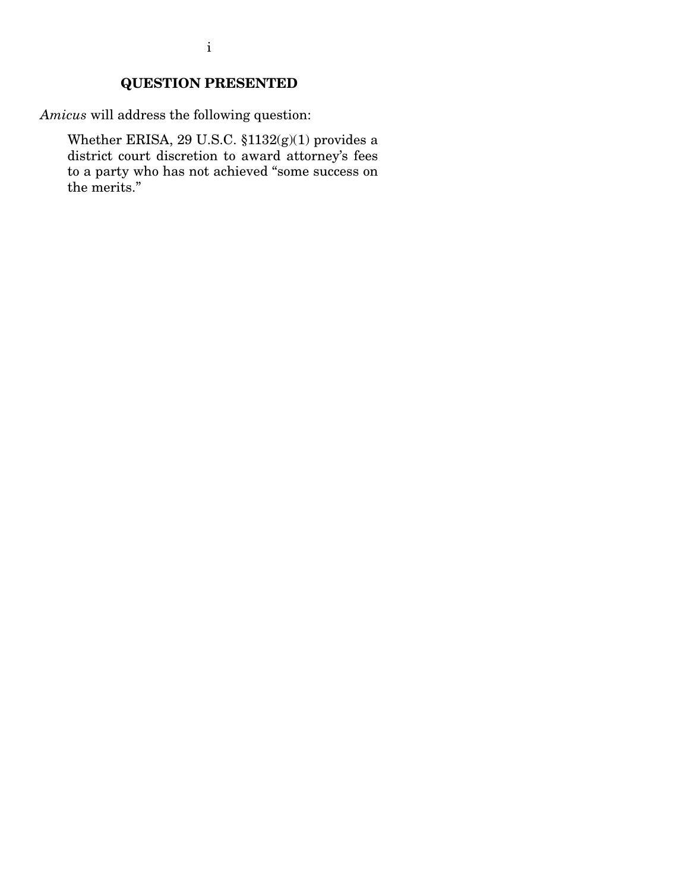## QUESTION PRESENTED

*Amicus* will address the following question:

> Whether ERISA, 29 U.S.C. §1132(g)(1) provides a district court discretion to award attorney's fees to a party who has not achieved "some success on the merits."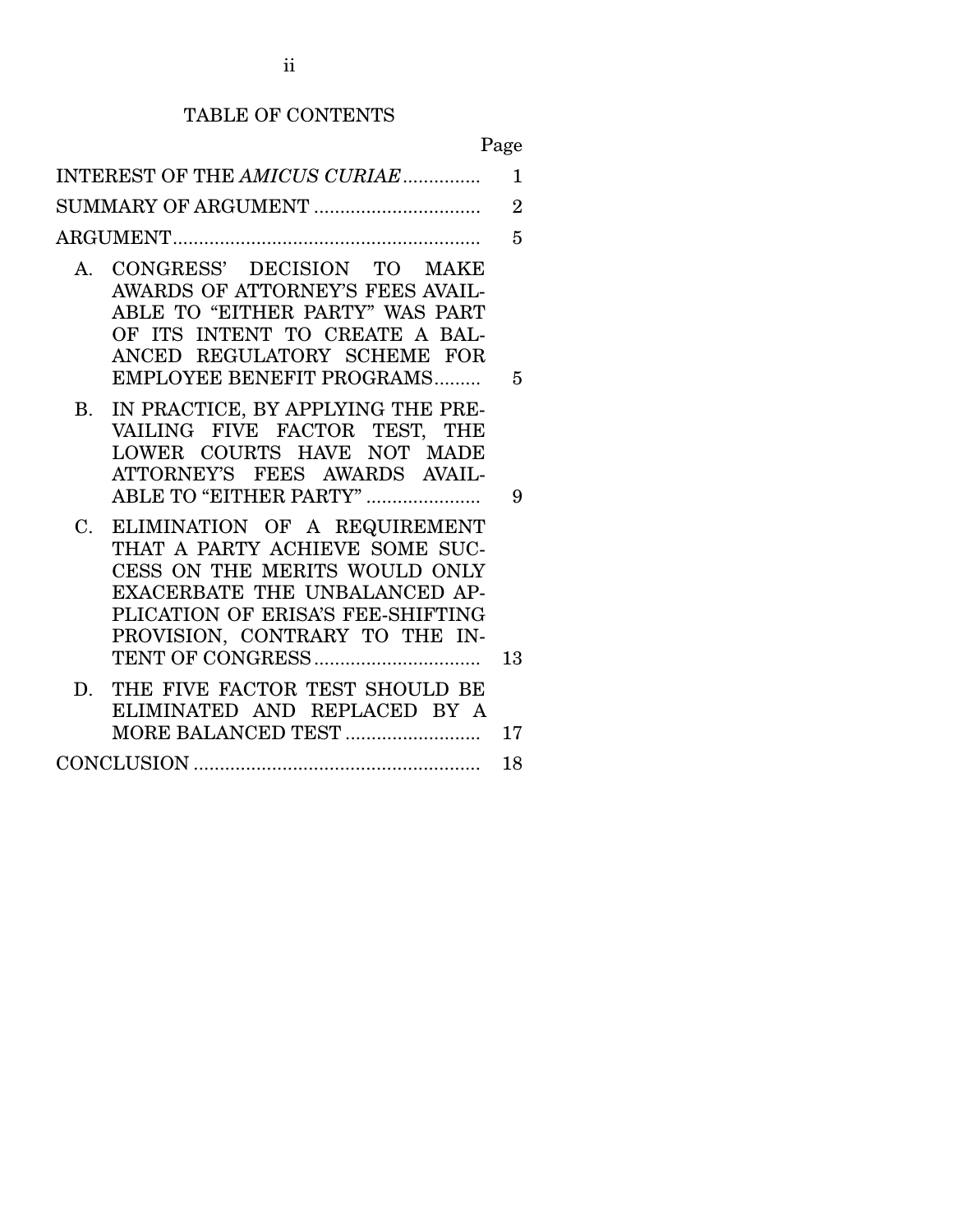# TABLE OF CONTENTS

| | Page |
|---|---|
| INTEREST OF THE *AMICUS CURIAE* | 1 |
| SUMMARY OF ARGUMENT | 2 |
| ARGUMENT | 5 |
| A. CONGRESS' DECISION TO MAKE AWARDS OF ATTORNEY'S FEES AVAILABLE TO "EITHER PARTY" WAS PART OF ITS INTENT TO CREATE A BALANCED REGULATORY SCHEME FOR EMPLOYEE BENEFIT PROGRAMS | 5 |
| B. IN PRACTICE, BY APPLYING THE PREVAILING FIVE FACTOR TEST, THE LOWER COURTS HAVE NOT MADE ATTORNEY'S FEES AWARDS AVAILABLE TO "EITHER PARTY" | 9 |
| C. ELIMINATION OF A REQUIREMENT THAT A PARTY ACHIEVE SOME SUCCESS ON THE MERITS WOULD ONLY EXACERBATE THE UNBALANCED APPLICATION OF ERISA'S FEE-SHIFTING PROVISION, CONTRARY TO THE INTENT OF CONGRESS | 13 |
| D. THE FIVE FACTOR TEST SHOULD BE ELIMINATED AND REPLACED BY A MORE BALANCED TEST | 17 |
| CONCLUSION | 18 |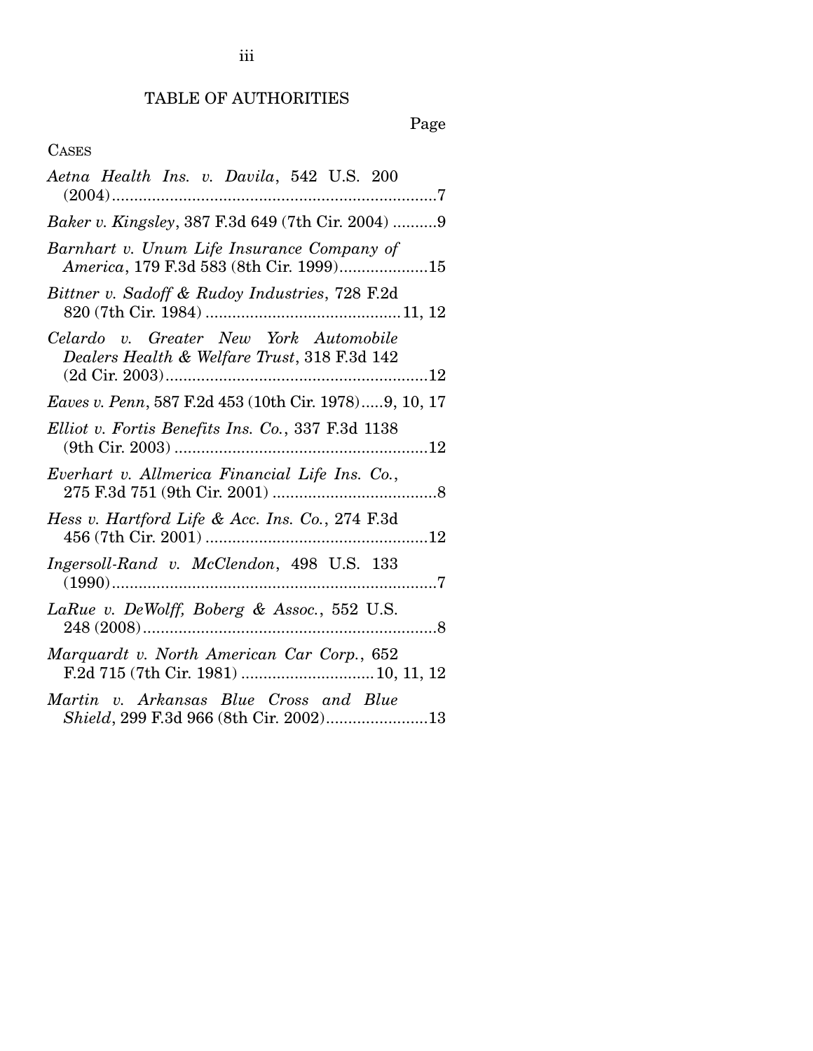## TABLE OF AUTHORITIES

Page

CASES

*Aetna Health Ins. v. Davila*, 542 U.S. 200 (2004) ..........7

*Baker v. Kingsley*, 387 F.3d 649 (7th Cir. 2004) ..........9

*Barnhart v. Unum Life Insurance Company of America*, 179 F.3d 583 (8th Cir. 1999)..........15

*Bittner v. Sadoff & Rudoy Industries*, 728 F.2d 820 (7th Cir. 1984) ..........11, 12

*Celardo v. Greater New York Automobile Dealers Health & Welfare Trust*, 318 F.3d 142 (2d Cir. 2003)..........12

*Eaves v. Penn*, 587 F.2d 453 (10th Cir. 1978).....9, 10, 17

*Elliot v. Fortis Benefits Ins. Co.*, 337 F.3d 1138 (9th Cir. 2003) ..........12

*Everhart v. Allmerica Financial Life Ins. Co.*, 275 F.3d 751 (9th Cir. 2001) ..........8

*Hess v. Hartford Life & Acc. Ins. Co.*, 274 F.3d 456 (7th Cir. 2001) ..........12

*Ingersoll-Rand v. McClendon*, 498 U.S. 133 (1990)..........7

*LaRue v. DeWolff, Boberg & Assoc.*, 552 U.S. 248 (2008)..........8

*Marquardt v. North American Car Corp.*, 652 F.2d 715 (7th Cir. 1981) ..........10, 11, 12

*Martin v. Arkansas Blue Cross and Blue Shield*, 299 F.3d 966 (8th Cir. 2002)..........13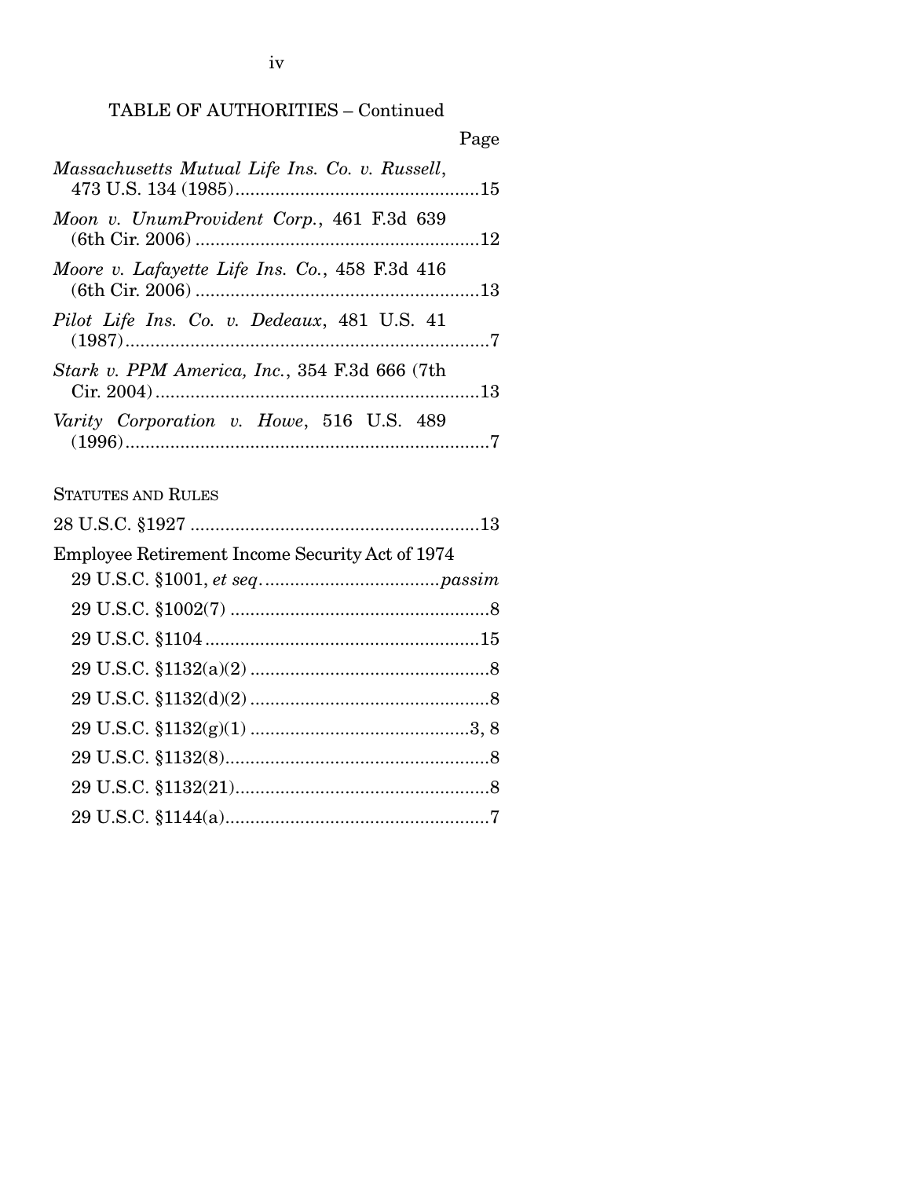TABLE OF AUTHORITIES – Continued

Page

*Massachusetts Mutual Life Ins. Co. v. Russell*, 473 U.S. 134 (1985)....................................................15

*Moon v. UnumProvident Corp.*, 461 F.3d 639 (6th Cir. 2006) ..........................................................12

*Moore v. Lafayette Life Ins. Co.*, 458 F.3d 416 (6th Cir. 2006) ..........................................................13

*Pilot Life Ins. Co. v. Dedeaux*, 481 U.S. 41 (1987)..........................................................................7

*Stark v. PPM America, Inc.*, 354 F.3d 666 (7th Cir. 2004)..................................................................13

*Varity Corporation v. Howe*, 516 U.S. 489 (1996)..........................................................................7

STATUTES AND RULES

28 U.S.C. §1927 ...........................................................13

Employee Retirement Income Security Act of 1974

29 U.S.C. §1001, *et seq*. ...................................*passim*

29 U.S.C. §1002(7) ....................................................8

29 U.S.C. §1104 .......................................................15

29 U.S.C. §1132(a)(2) ................................................8

29 U.S.C. §1132(d)(2) ................................................8

29 U.S.C. §1132(g)(1) ............................................3, 8

29 U.S.C. §1132(8).....................................................8

29 U.S.C. §1132(21)...................................................8

29 U.S.C. §1144(a).....................................................7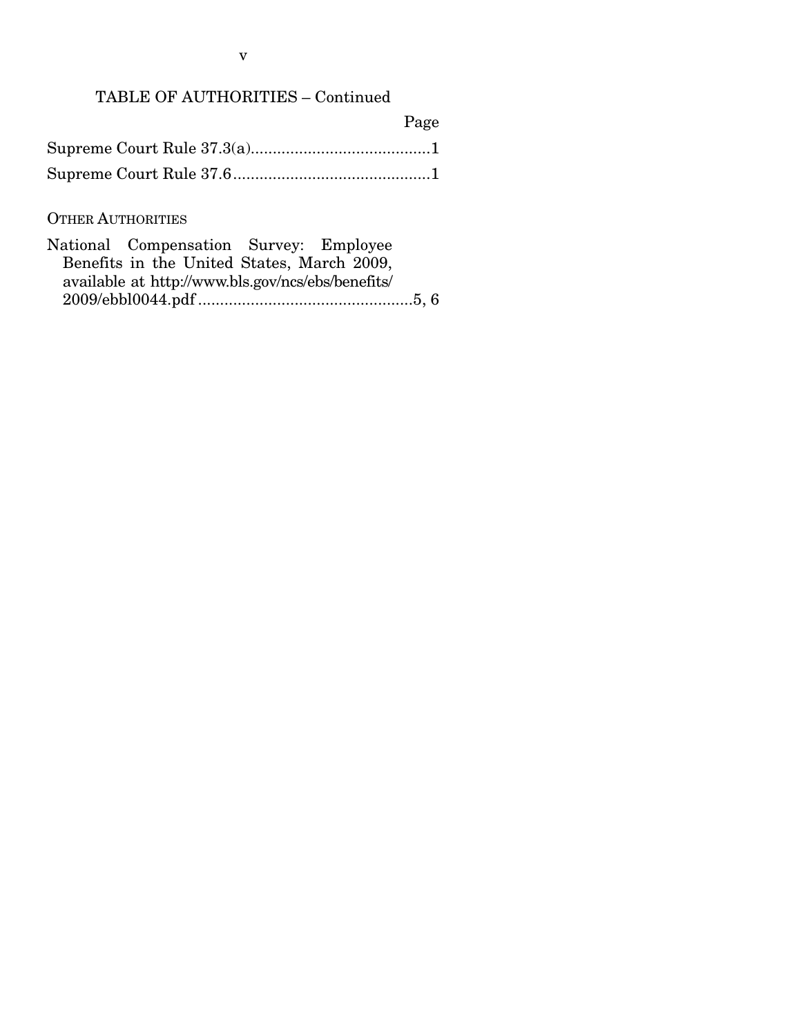## TABLE OF AUTHORITIES – Continued

| | Page |
|---|---|
| Supreme Court Rule 37.3(a) | 1 |
| Supreme Court Rule 37.6 | 1 |

### OTHER AUTHORITIES

| | |
|---|---|
| National Compensation Survey: Employee Benefits in the United States, March 2009, available at http://www.bls.gov/ncs/ebs/benefits/2009/ebbl0044.pdf | 5, 6 |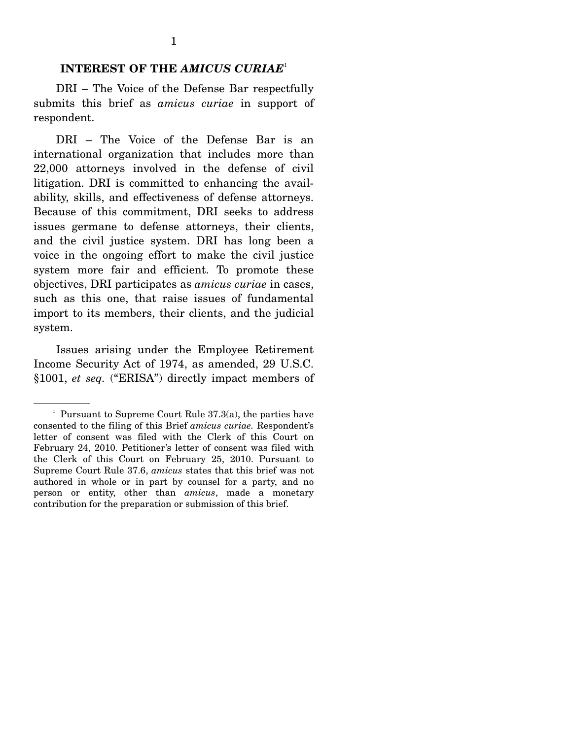## INTEREST OF THE *AMICUS CURIAE*[1]

DRI – The Voice of the Defense Bar respectfully submits this brief as *amicus curiae* in support of respondent.

DRI – The Voice of the Defense Bar is an international organization that includes more than 22,000 attorneys involved in the defense of civil litigation. DRI is committed to enhancing the availability, skills, and effectiveness of defense attorneys. Because of this commitment, DRI seeks to address issues germane to defense attorneys, their clients, and the civil justice system. DRI has long been a voice in the ongoing effort to make the civil justice system more fair and efficient. To promote these objectives, DRI participates as *amicus curiae* in cases, such as this one, that raise issues of fundamental import to its members, their clients, and the judicial system.

Issues arising under the Employee Retirement Income Security Act of 1974, as amended, 29 U.S.C. §1001, *et seq.* ("ERISA") directly impact members of

---

[1] Pursuant to Supreme Court Rule 37.3(a), the parties have consented to the filing of this Brief *amicus curiae.* Respondent's letter of consent was filed with the Clerk of this Court on February 24, 2010. Petitioner's letter of consent was filed with the Clerk of this Court on February 25, 2010. Pursuant to Supreme Court Rule 37.6, *amicus* states that this brief was not authored in whole or in part by counsel for a party, and no person or entity, other than *amicus*, made a monetary contribution for the preparation or submission of this brief.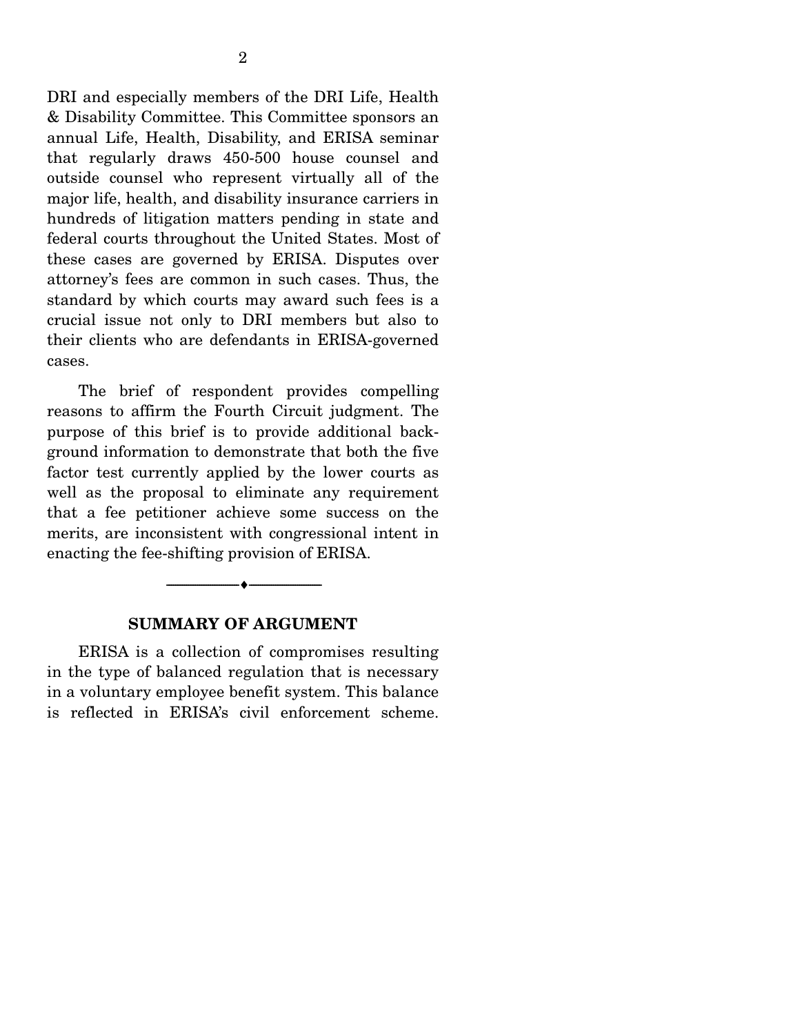DRI and especially members of the DRI Life, Health & Disability Committee. This Committee sponsors an annual Life, Health, Disability, and ERISA seminar that regularly draws 450-500 house counsel and outside counsel who represent virtually all of the major life, health, and disability insurance carriers in hundreds of litigation matters pending in state and federal courts throughout the United States. Most of these cases are governed by ERISA. Disputes over attorney's fees are common in such cases. Thus, the standard by which courts may award such fees is a crucial issue not only to DRI members but also to their clients who are defendants in ERISA-governed cases.

The brief of respondent provides compelling reasons to affirm the Fourth Circuit judgment. The purpose of this brief is to provide additional background information to demonstrate that both the five factor test currently applied by the lower courts as well as the proposal to eliminate any requirement that a fee petitioner achieve some success on the merits, are inconsistent with congressional intent in enacting the fee-shifting provision of ERISA.

---

## SUMMARY OF ARGUMENT

ERISA is a collection of compromises resulting in the type of balanced regulation that is necessary in a voluntary employee benefit system. This balance is reflected in ERISA's civil enforcement scheme.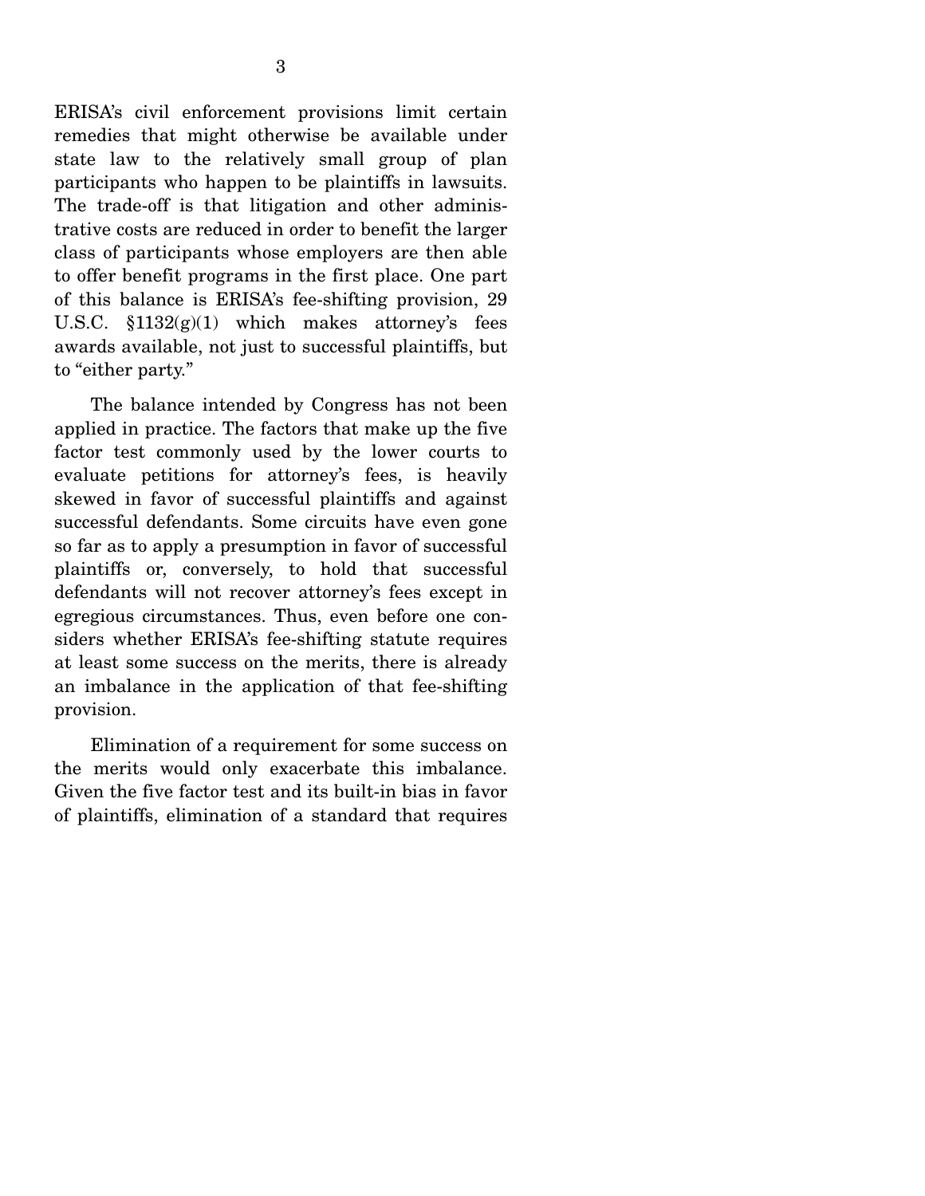ERISA's civil enforcement provisions limit certain remedies that might otherwise be available under state law to the relatively small group of plan participants who happen to be plaintiffs in lawsuits. The trade-off is that litigation and other administrative costs are reduced in order to benefit the larger class of participants whose employers are then able to offer benefit programs in the first place. One part of this balance is ERISA's fee-shifting provision, 29 U.S.C. §1132(g)(1) which makes attorney's fees awards available, not just to successful plaintiffs, but to "either party."

The balance intended by Congress has not been applied in practice. The factors that make up the five factor test commonly used by the lower courts to evaluate petitions for attorney's fees, is heavily skewed in favor of successful plaintiffs and against successful defendants. Some circuits have even gone so far as to apply a presumption in favor of successful plaintiffs or, conversely, to hold that successful defendants will not recover attorney's fees except in egregious circumstances. Thus, even before one considers whether ERISA's fee-shifting statute requires at least some success on the merits, there is already an imbalance in the application of that fee-shifting provision.

Elimination of a requirement for some success on the merits would only exacerbate this imbalance. Given the five factor test and its built-in bias in favor of plaintiffs, elimination of a standard that requires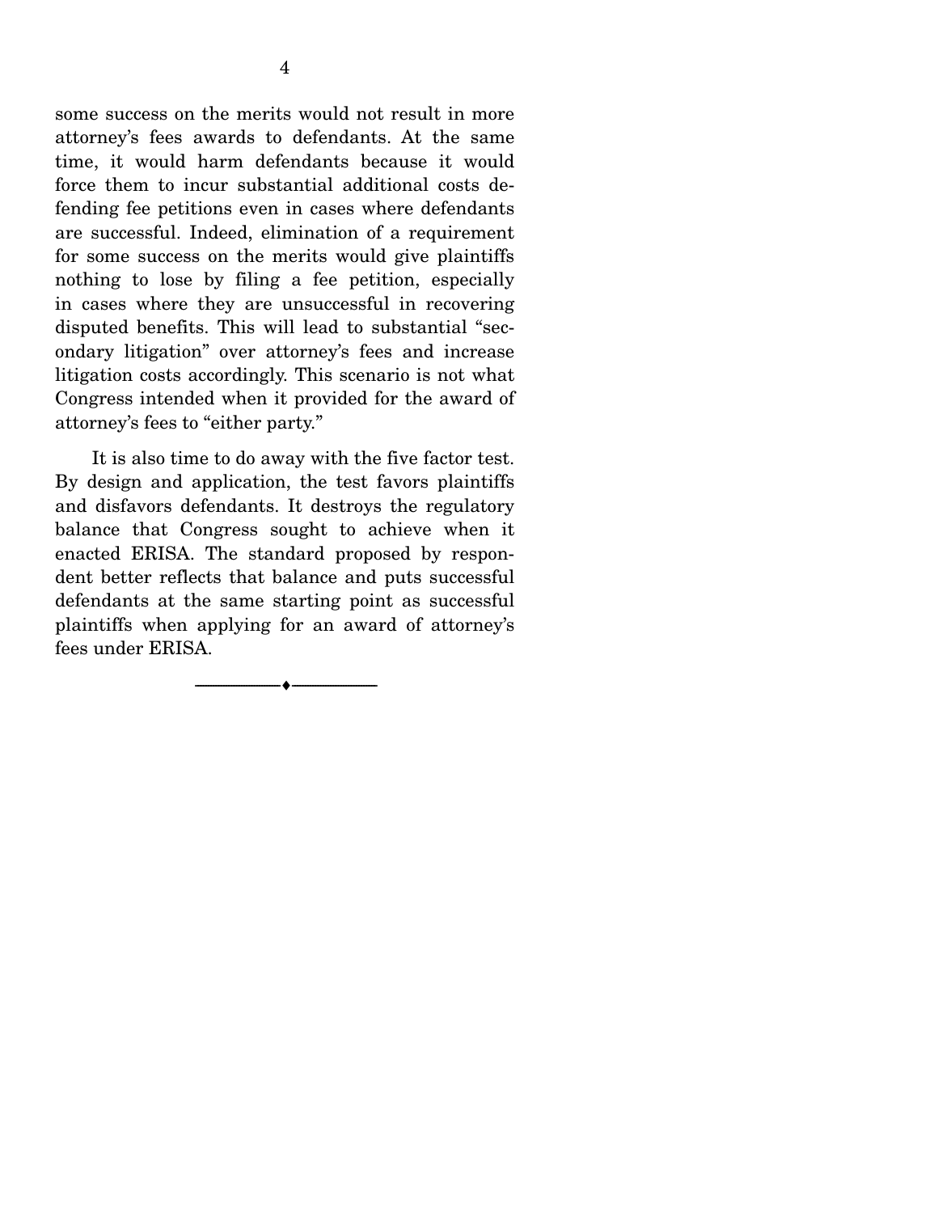some success on the merits would not result in more attorney's fees awards to defendants. At the same time, it would harm defendants because it would force them to incur substantial additional costs defending fee petitions even in cases where defendants are successful. Indeed, elimination of a requirement for some success on the merits would give plaintiffs nothing to lose by filing a fee petition, especially in cases where they are unsuccessful in recovering disputed benefits. This will lead to substantial "secondary litigation" over attorney's fees and increase litigation costs accordingly. This scenario is not what Congress intended when it provided for the award of attorney's fees to "either party."

It is also time to do away with the five factor test. By design and application, the test favors plaintiffs and disfavors defendants. It destroys the regulatory balance that Congress sought to achieve when it enacted ERISA. The standard proposed by respondent better reflects that balance and puts successful defendants at the same starting point as successful plaintiffs when applying for an award of attorney's fees under ERISA.

---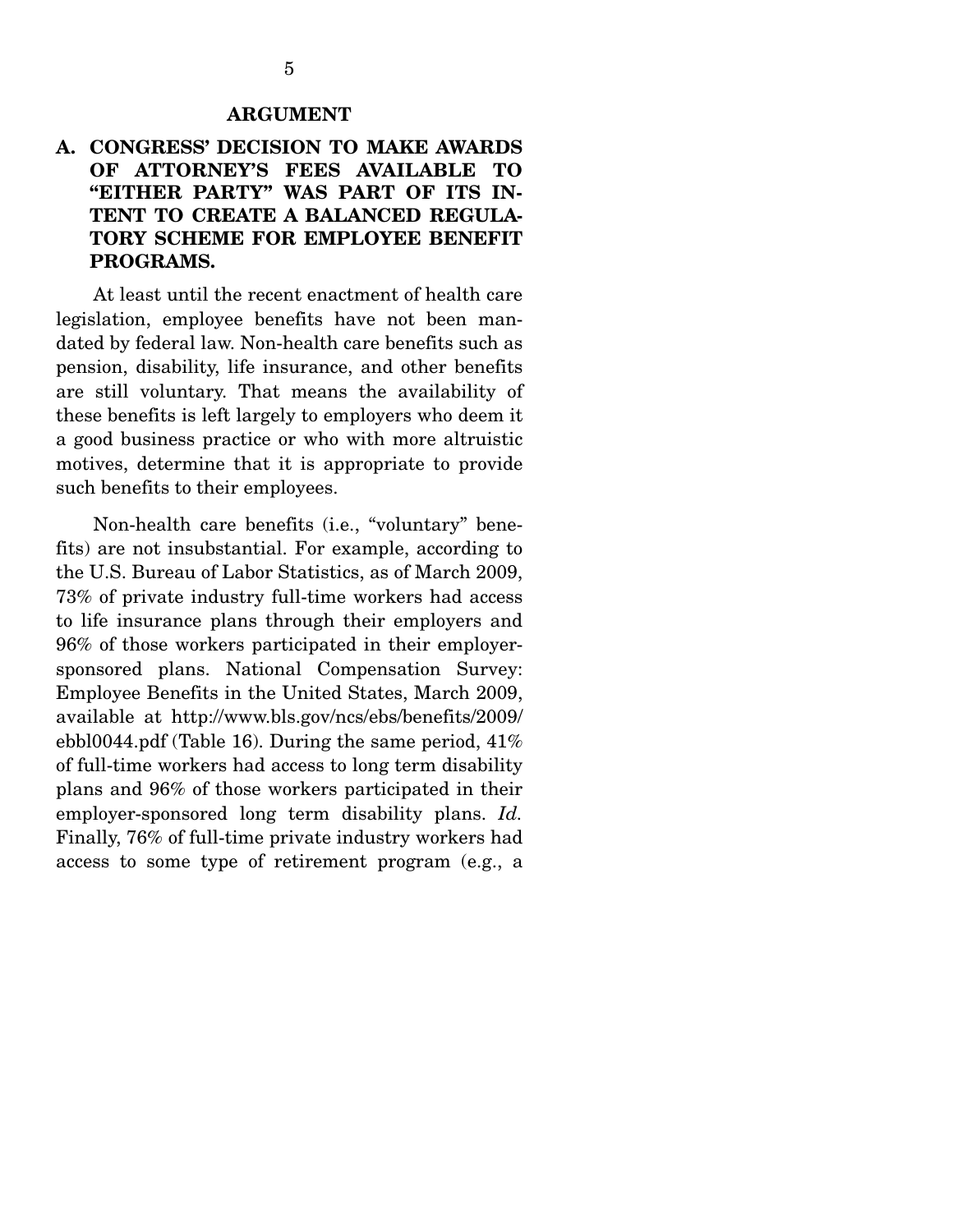## ARGUMENT

### A. CONGRESS' DECISION TO MAKE AWARDS OF ATTORNEY'S FEES AVAILABLE TO "EITHER PARTY" WAS PART OF ITS INTENT TO CREATE A BALANCED REGULATORY SCHEME FOR EMPLOYEE BENEFIT PROGRAMS.

At least until the recent enactment of health care legislation, employee benefits have not been mandated by federal law. Non-health care benefits such as pension, disability, life insurance, and other benefits are still voluntary. That means the availability of these benefits is left largely to employers who deem it a good business practice or who with more altruistic motives, determine that it is appropriate to provide such benefits to their employees.

Non-health care benefits (i.e., "voluntary" benefits) are not insubstantial. For example, according to the U.S. Bureau of Labor Statistics, as of March 2009, 73% of private industry full-time workers had access to life insurance plans through their employers and 96% of those workers participated in their employer-sponsored plans. National Compensation Survey: Employee Benefits in the United States, March 2009, available at http://www.bls.gov/ncs/ebs/benefits/2009/ebbl0044.pdf (Table 16). During the same period, 41% of full-time workers had access to long term disability plans and 96% of those workers participated in their employer-sponsored long term disability plans. *Id.* Finally, 76% of full-time private industry workers had access to some type of retirement program (e.g., a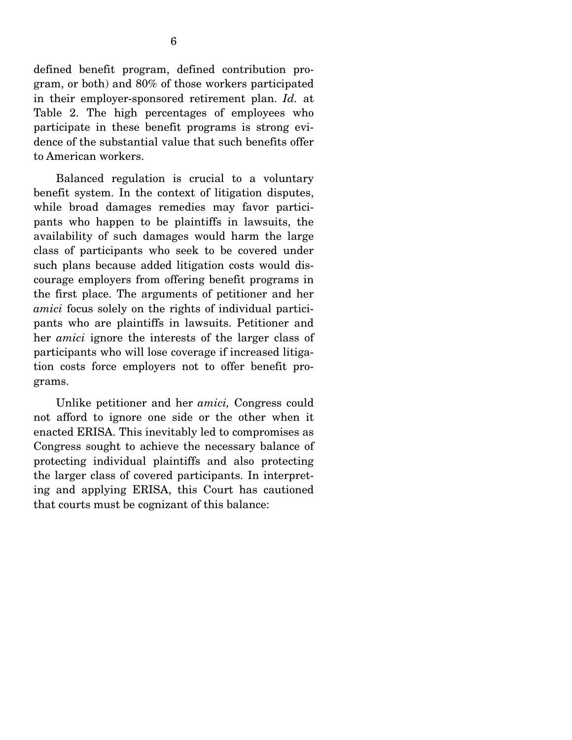defined benefit program, defined contribution program, or both) and 80% of those workers participated in their employer-sponsored retirement plan. *Id.* at Table 2. The high percentages of employees who participate in these benefit programs is strong evidence of the substantial value that such benefits offer to American workers.

Balanced regulation is crucial to a voluntary benefit system. In the context of litigation disputes, while broad damages remedies may favor participants who happen to be plaintiffs in lawsuits, the availability of such damages would harm the large class of participants who seek to be covered under such plans because added litigation costs would discourage employers from offering benefit programs in the first place. The arguments of petitioner and her *amici* focus solely on the rights of individual participants who are plaintiffs in lawsuits. Petitioner and her *amici* ignore the interests of the larger class of participants who will lose coverage if increased litigation costs force employers not to offer benefit programs.

Unlike petitioner and her *amici,* Congress could not afford to ignore one side or the other when it enacted ERISA. This inevitably led to compromises as Congress sought to achieve the necessary balance of protecting individual plaintiffs and also protecting the larger class of covered participants. In interpreting and applying ERISA, this Court has cautioned that courts must be cognizant of this balance: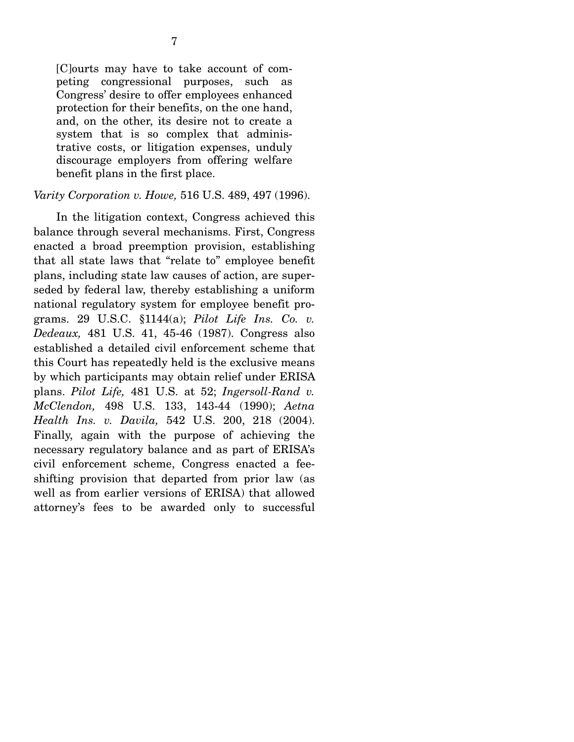> [C]ourts may have to take account of competing congressional purposes, such as Congress' desire to offer employees enhanced protection for their benefits, on the one hand, and, on the other, its desire not to create a system that is so complex that administrative costs, or litigation expenses, unduly discourage employers from offering welfare benefit plans in the first place.

*Varity Corporation v. Howe,* 516 U.S. 489, 497 (1996).

In the litigation context, Congress achieved this balance through several mechanisms. First, Congress enacted a broad preemption provision, establishing that all state laws that "relate to" employee benefit plans, including state law causes of action, are superseded by federal law, thereby establishing a uniform national regulatory system for employee benefit programs. 29 U.S.C. §1144(a); *Pilot Life Ins. Co. v. Dedeaux,* 481 U.S. 41, 45-46 (1987). Congress also established a detailed civil enforcement scheme that this Court has repeatedly held is the exclusive means by which participants may obtain relief under ERISA plans. *Pilot Life,* 481 U.S. at 52; *Ingersoll-Rand v. McClendon,* 498 U.S. 133, 143-44 (1990); *Aetna Health Ins. v. Davila,* 542 U.S. 200, 218 (2004). Finally, again with the purpose of achieving the necessary regulatory balance and as part of ERISA's civil enforcement scheme, Congress enacted a fee-shifting provision that departed from prior law (as well as from earlier versions of ERISA) that allowed attorney's fees to be awarded only to successful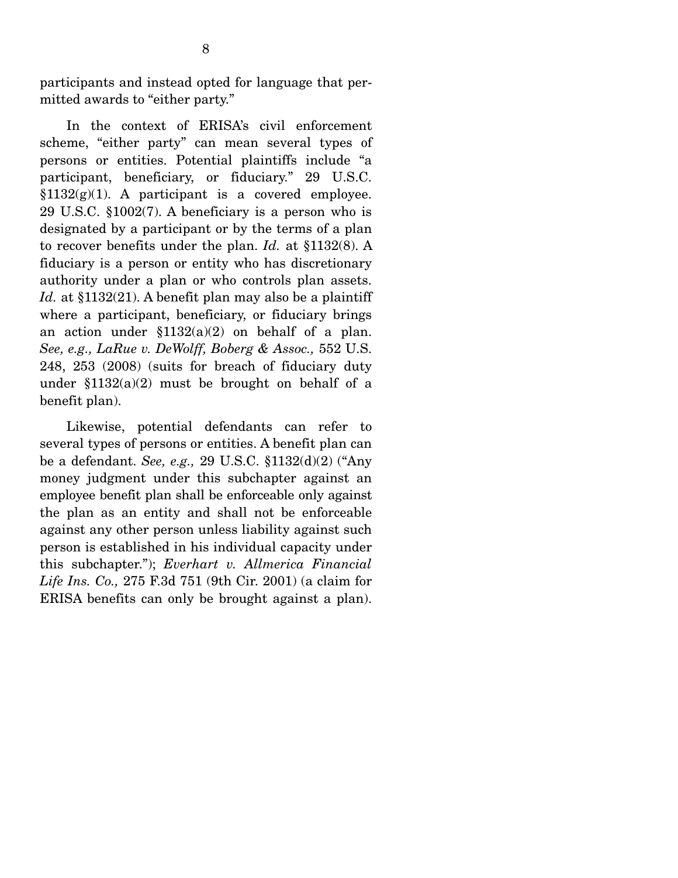participants and instead opted for language that permitted awards to "either party."

In the context of ERISA's civil enforcement scheme, "either party" can mean several types of persons or entities. Potential plaintiffs include "a participant, beneficiary, or fiduciary." 29 U.S.C. §1132(g)(1). A participant is a covered employee. 29 U.S.C. §1002(7). A beneficiary is a person who is designated by a participant or by the terms of a plan to recover benefits under the plan. *Id.* at §1132(8). A fiduciary is a person or entity who has discretionary authority under a plan or who controls plan assets. *Id.* at §1132(21). A benefit plan may also be a plaintiff where a participant, beneficiary, or fiduciary brings an action under §1132(a)(2) on behalf of a plan. *See, e.g., LaRue v. DeWolff, Boberg & Assoc.,* 552 U.S. 248, 253 (2008) (suits for breach of fiduciary duty under §1132(a)(2) must be brought on behalf of a benefit plan).

Likewise, potential defendants can refer to several types of persons or entities. A benefit plan can be a defendant. *See, e.g.,* 29 U.S.C. §1132(d)(2) ("Any money judgment under this subchapter against an employee benefit plan shall be enforceable only against the plan as an entity and shall not be enforceable against any other person unless liability against such person is established in his individual capacity under this subchapter."); *Everhart v. Allmerica Financial Life Ins. Co.,* 275 F.3d 751 (9th Cir. 2001) (a claim for ERISA benefits can only be brought against a plan).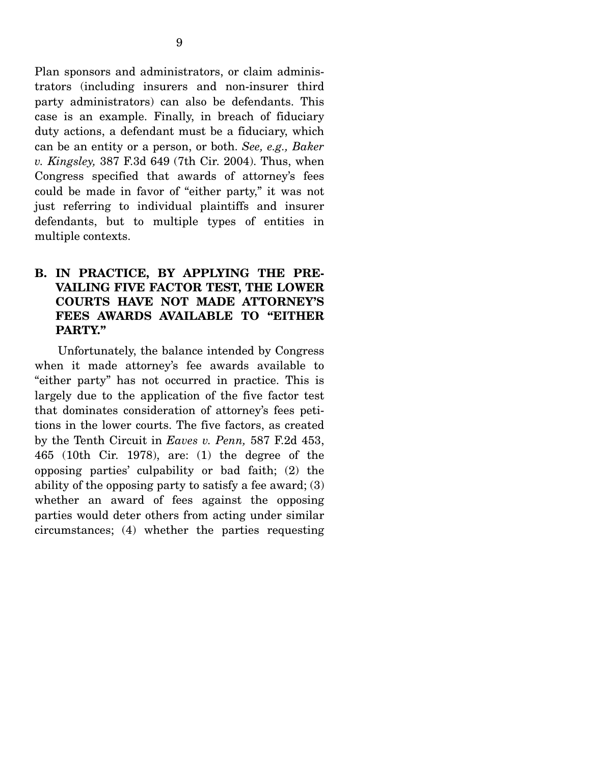Plan sponsors and administrators, or claim administrators (including insurers and non-insurer third party administrators) can also be defendants. This case is an example. Finally, in breach of fiduciary duty actions, a defendant must be a fiduciary, which can be an entity or a person, or both. *See, e.g., Baker v. Kingsley,* 387 F.3d 649 (7th Cir. 2004). Thus, when Congress specified that awards of attorney's fees could be made in favor of "either party," it was not just referring to individual plaintiffs and insurer defendants, but to multiple types of entities in multiple contexts.

## B. IN PRACTICE, BY APPLYING THE PREVAILING FIVE FACTOR TEST, THE LOWER COURTS HAVE NOT MADE ATTORNEY'S FEES AWARDS AVAILABLE TO "EITHER PARTY."

Unfortunately, the balance intended by Congress when it made attorney's fee awards available to "either party" has not occurred in practice. This is largely due to the application of the five factor test that dominates consideration of attorney's fees petitions in the lower courts. The five factors, as created by the Tenth Circuit in *Eaves v. Penn,* 587 F.2d 453, 465 (10th Cir. 1978), are: (1) the degree of the opposing parties' culpability or bad faith; (2) the ability of the opposing party to satisfy a fee award; (3) whether an award of fees against the opposing parties would deter others from acting under similar circumstances; (4) whether the parties requesting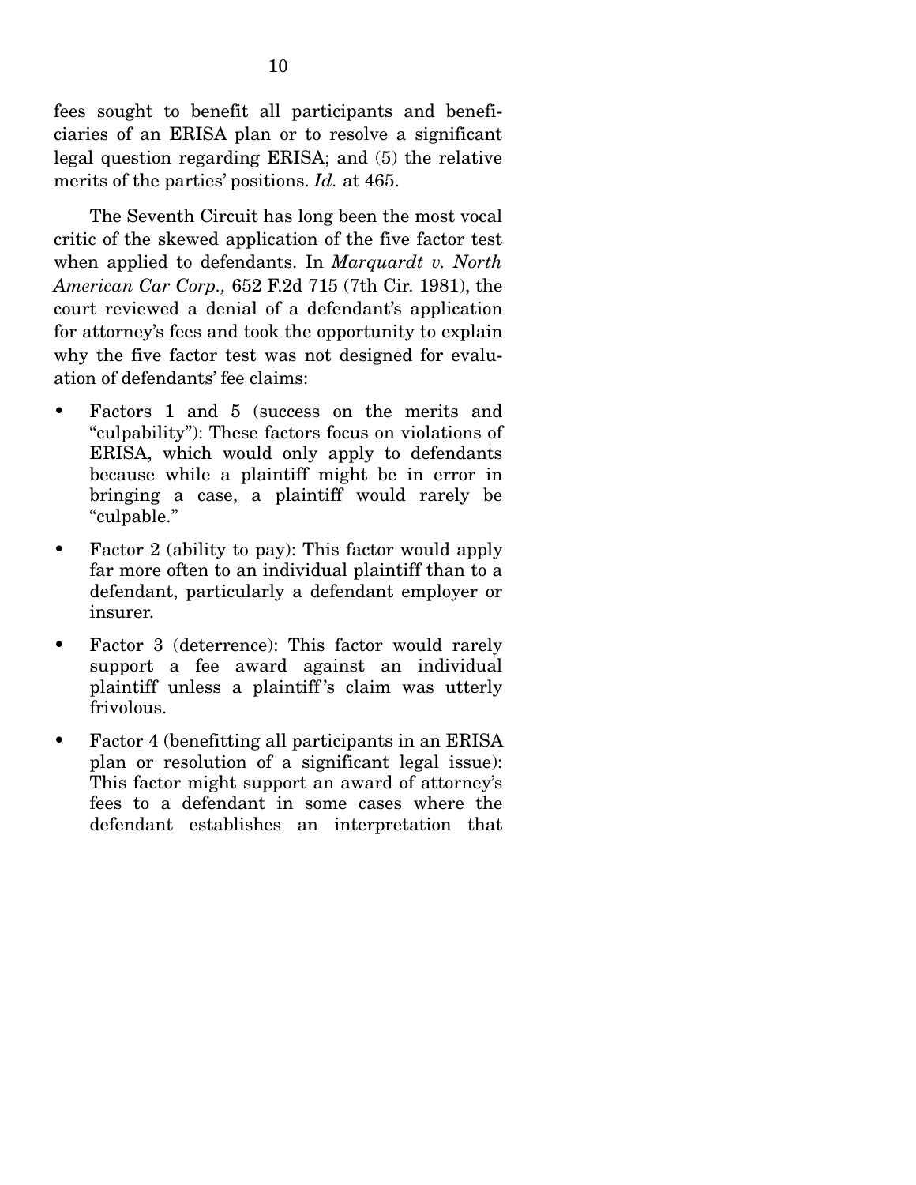fees sought to benefit all participants and beneficiaries of an ERISA plan or to resolve a significant legal question regarding ERISA; and (5) the relative merits of the parties' positions. *Id.* at 465.

The Seventh Circuit has long been the most vocal critic of the skewed application of the five factor test when applied to defendants. In *Marquardt v. North American Car Corp.,* 652 F.2d 715 (7th Cir. 1981), the court reviewed a denial of a defendant's application for attorney's fees and took the opportunity to explain why the five factor test was not designed for evaluation of defendants' fee claims:

- Factors 1 and 5 (success on the merits and "culpability"): These factors focus on violations of ERISA, which would only apply to defendants because while a plaintiff might be in error in bringing a case, a plaintiff would rarely be "culpable."
- Factor 2 (ability to pay): This factor would apply far more often to an individual plaintiff than to a defendant, particularly a defendant employer or insurer.
- Factor 3 (deterrence): This factor would rarely support a fee award against an individual plaintiff unless a plaintiff's claim was utterly frivolous.
- Factor 4 (benefitting all participants in an ERISA plan or resolution of a significant legal issue): This factor might support an award of attorney's fees to a defendant in some cases where the defendant establishes an interpretation that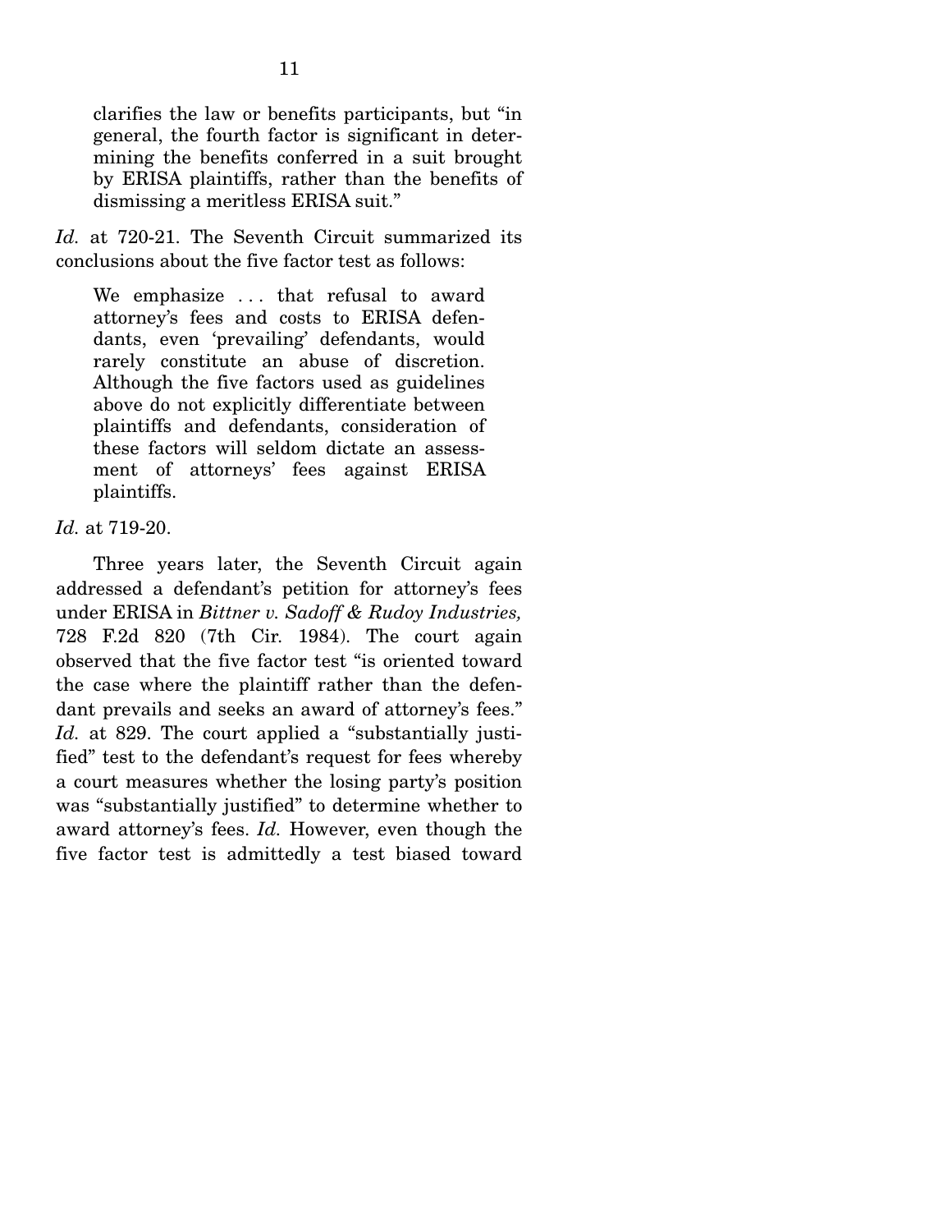> clarifies the law or benefits participants, but "in general, the fourth factor is significant in determining the benefits conferred in a suit brought by ERISA plaintiffs, rather than the benefits of dismissing a meritless ERISA suit."

*Id.* at 720-21. The Seventh Circuit summarized its conclusions about the five factor test as follows:

> We emphasize . . . that refusal to award attorney's fees and costs to ERISA defendants, even 'prevailing' defendants, would rarely constitute an abuse of discretion. Although the five factors used as guidelines above do not explicitly differentiate between plaintiffs and defendants, consideration of these factors will seldom dictate an assessment of attorneys' fees against ERISA plaintiffs.

*Id.* at 719-20.

Three years later, the Seventh Circuit again addressed a defendant's petition for attorney's fees under ERISA in *Bittner v. Sadoff & Rudoy Industries,* 728 F.2d 820 (7th Cir. 1984). The court again observed that the five factor test "is oriented toward the case where the plaintiff rather than the defendant prevails and seeks an award of attorney's fees." *Id.* at 829. The court applied a "substantially justified" test to the defendant's request for fees whereby a court measures whether the losing party's position was "substantially justified" to determine whether to award attorney's fees. *Id.* However, even though the five factor test is admittedly a test biased toward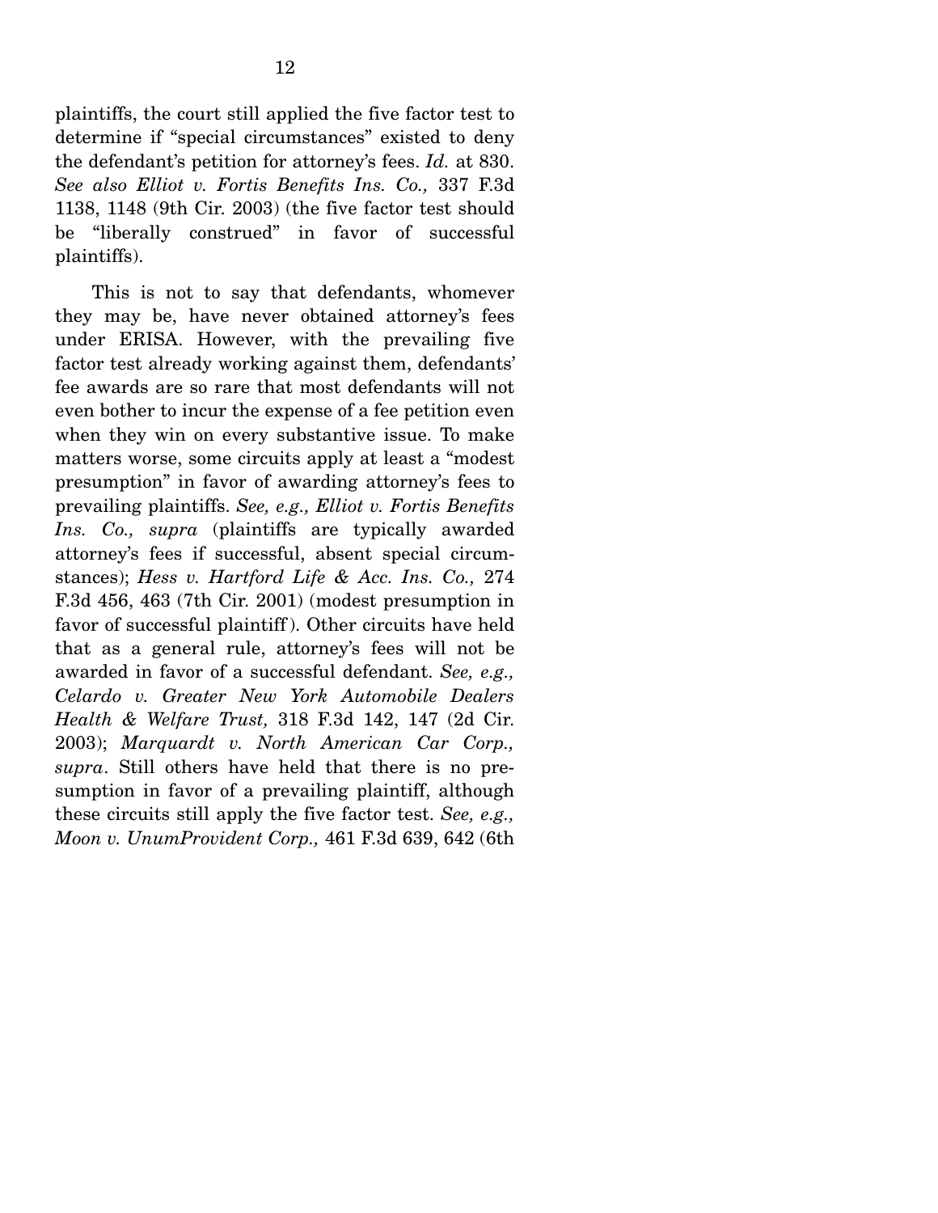plaintiffs, the court still applied the five factor test to determine if "special circumstances" existed to deny the defendant's petition for attorney's fees. *Id.* at 830. *See also Elliot v. Fortis Benefits Ins. Co.,* 337 F.3d 1138, 1148 (9th Cir. 2003) (the five factor test should be "liberally construed" in favor of successful plaintiffs).

This is not to say that defendants, whomever they may be, have never obtained attorney's fees under ERISA. However, with the prevailing five factor test already working against them, defendants' fee awards are so rare that most defendants will not even bother to incur the expense of a fee petition even when they win on every substantive issue. To make matters worse, some circuits apply at least a "modest presumption" in favor of awarding attorney's fees to prevailing plaintiffs. *See, e.g., Elliot v. Fortis Benefits Ins. Co., supra* (plaintiffs are typically awarded attorney's fees if successful, absent special circumstances); *Hess v. Hartford Life & Acc. Ins. Co.,* 274 F.3d 456, 463 (7th Cir. 2001) (modest presumption in favor of successful plaintiff). Other circuits have held that as a general rule, attorney's fees will not be awarded in favor of a successful defendant. *See, e.g., Celardo v. Greater New York Automobile Dealers Health & Welfare Trust,* 318 F.3d 142, 147 (2d Cir. 2003); *Marquardt v. North American Car Corp., supra*. Still others have held that there is no presumption in favor of a prevailing plaintiff, although these circuits still apply the five factor test. *See, e.g., Moon v. UnumProvident Corp.,* 461 F.3d 639, 642 (6th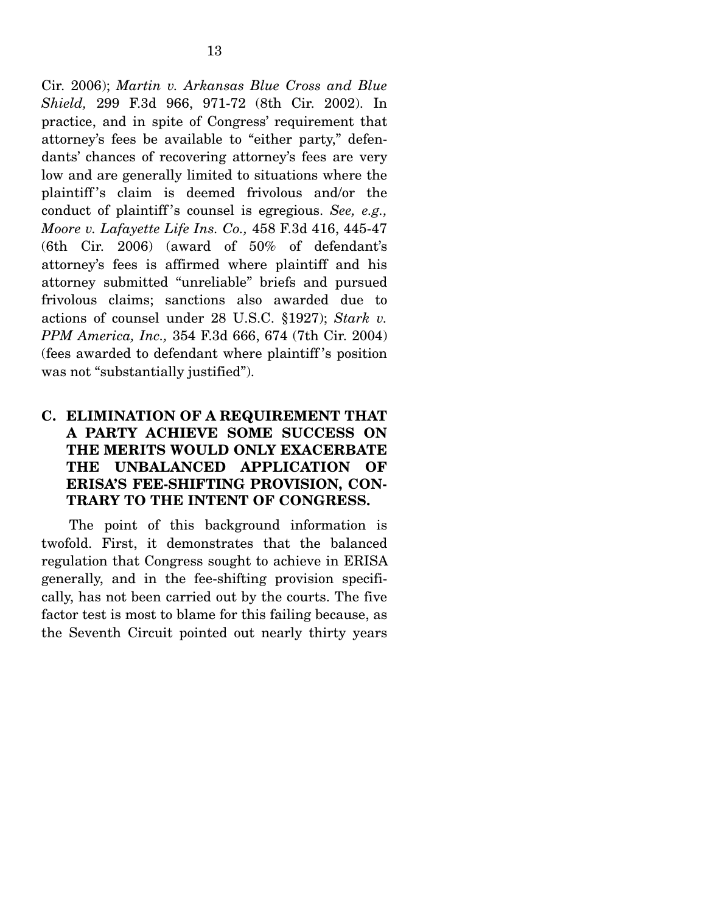Cir. 2006); *Martin v. Arkansas Blue Cross and Blue Shield,* 299 F.3d 966, 971-72 (8th Cir. 2002). In practice, and in spite of Congress' requirement that attorney's fees be available to "either party," defendants' chances of recovering attorney's fees are very low and are generally limited to situations where the plaintiff's claim is deemed frivolous and/or the conduct of plaintiff's counsel is egregious. *See, e.g., Moore v. Lafayette Life Ins. Co.,* 458 F.3d 416, 445-47 (6th Cir. 2006) (award of 50% of defendant's attorney's fees is affirmed where plaintiff and his attorney submitted "unreliable" briefs and pursued frivolous claims; sanctions also awarded due to actions of counsel under 28 U.S.C. §1927); *Stark v. PPM America, Inc.,* 354 F.3d 666, 674 (7th Cir. 2004) (fees awarded to defendant where plaintiff's position was not "substantially justified").

### C. ELIMINATION OF A REQUIREMENT THAT A PARTY ACHIEVE SOME SUCCESS ON THE MERITS WOULD ONLY EXACERBATE THE UNBALANCED APPLICATION OF ERISA'S FEE-SHIFTING PROVISION, CONTRARY TO THE INTENT OF CONGRESS.

The point of this background information is twofold. First, it demonstrates that the balanced regulation that Congress sought to achieve in ERISA generally, and in the fee-shifting provision specifically, has not been carried out by the courts. The five factor test is most to blame for this failing because, as the Seventh Circuit pointed out nearly thirty years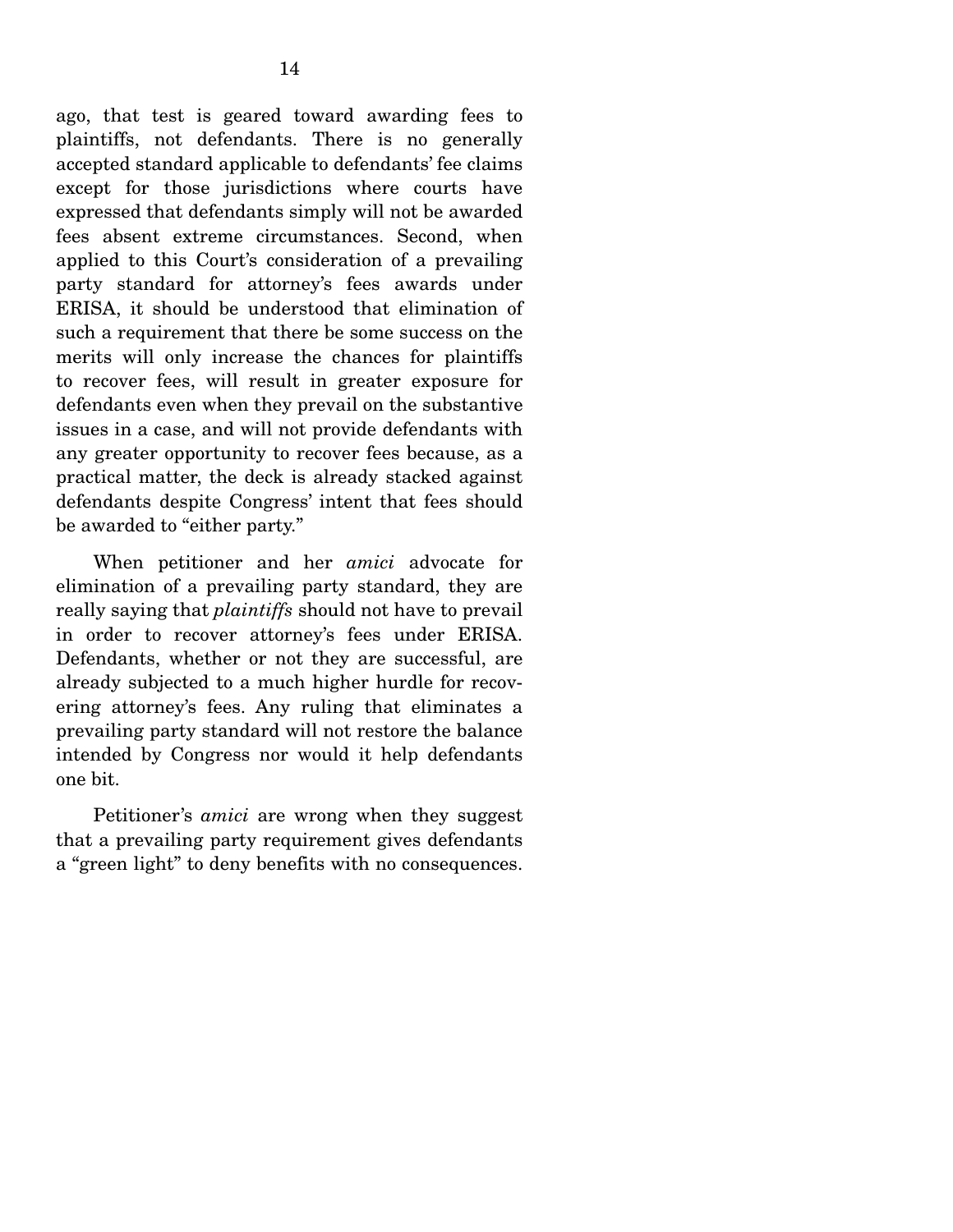ago, that test is geared toward awarding fees to plaintiffs, not defendants. There is no generally accepted standard applicable to defendants' fee claims except for those jurisdictions where courts have expressed that defendants simply will not be awarded fees absent extreme circumstances. Second, when applied to this Court's consideration of a prevailing party standard for attorney's fees awards under ERISA, it should be understood that elimination of such a requirement that there be some success on the merits will only increase the chances for plaintiffs to recover fees, will result in greater exposure for defendants even when they prevail on the substantive issues in a case, and will not provide defendants with any greater opportunity to recover fees because, as a practical matter, the deck is already stacked against defendants despite Congress' intent that fees should be awarded to "either party."

When petitioner and her *amici* advocate for elimination of a prevailing party standard, they are really saying that *plaintiffs* should not have to prevail in order to recover attorney's fees under ERISA. Defendants, whether or not they are successful, are already subjected to a much higher hurdle for recovering attorney's fees. Any ruling that eliminates a prevailing party standard will not restore the balance intended by Congress nor would it help defendants one bit.

Petitioner's *amici* are wrong when they suggest that a prevailing party requirement gives defendants a "green light" to deny benefits with no consequences.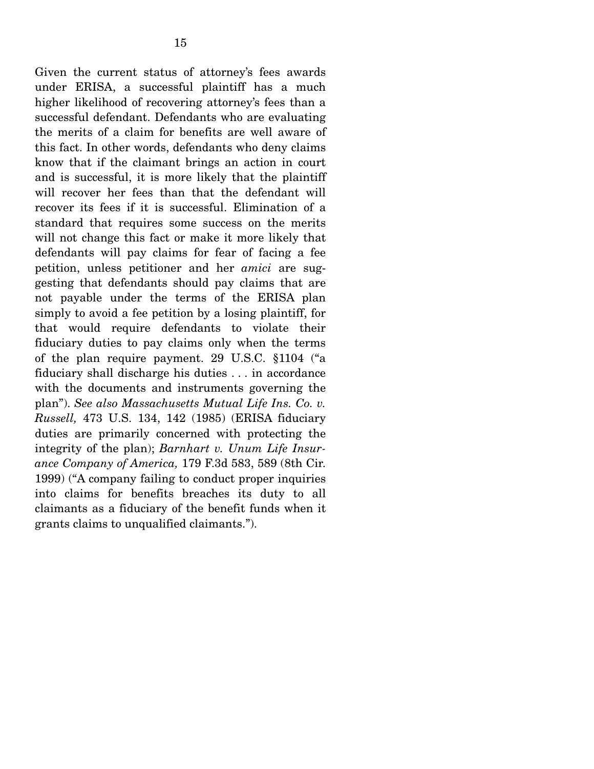Given the current status of attorney's fees awards under ERISA, a successful plaintiff has a much higher likelihood of recovering attorney's fees than a successful defendant. Defendants who are evaluating the merits of a claim for benefits are well aware of this fact. In other words, defendants who deny claims know that if the claimant brings an action in court and is successful, it is more likely that the plaintiff will recover her fees than that the defendant will recover its fees if it is successful. Elimination of a standard that requires some success on the merits will not change this fact or make it more likely that defendants will pay claims for fear of facing a fee petition, unless petitioner and her *amici* are suggesting that defendants should pay claims that are not payable under the terms of the ERISA plan simply to avoid a fee petition by a losing plaintiff, for that would require defendants to violate their fiduciary duties to pay claims only when the terms of the plan require payment. 29 U.S.C. §1104 ("a fiduciary shall discharge his duties . . . in accordance with the documents and instruments governing the plan"). *See also Massachusetts Mutual Life Ins. Co. v. Russell,* 473 U.S. 134, 142 (1985) (ERISA fiduciary duties are primarily concerned with protecting the integrity of the plan); *Barnhart v. Unum Life Insurance Company of America,* 179 F.3d 583, 589 (8th Cir. 1999) ("A company failing to conduct proper inquiries into claims for benefits breaches its duty to all claimants as a fiduciary of the benefit funds when it grants claims to unqualified claimants.").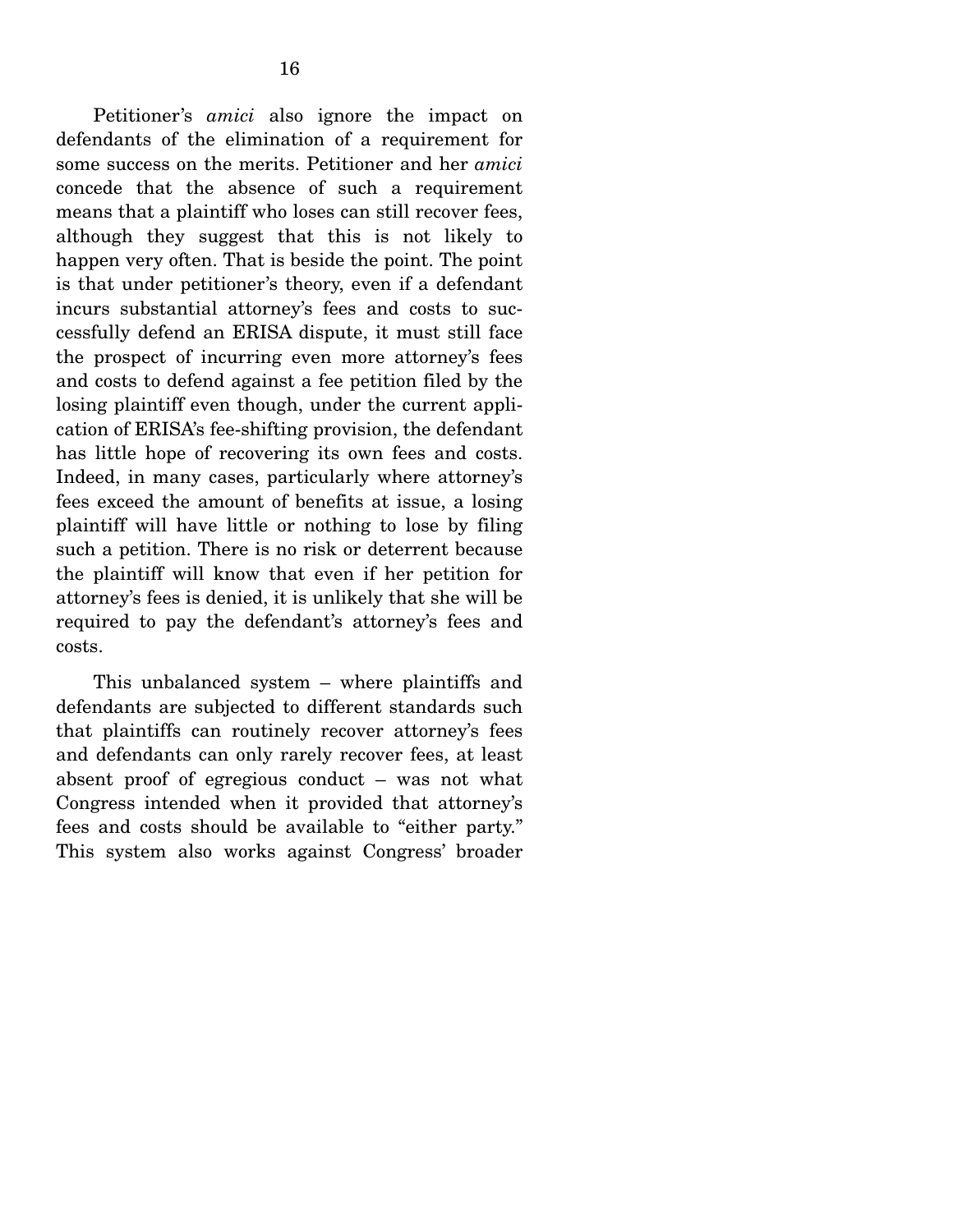Petitioner's *amici* also ignore the impact on defendants of the elimination of a requirement for some success on the merits. Petitioner and her *amici* concede that the absence of such a requirement means that a plaintiff who loses can still recover fees, although they suggest that this is not likely to happen very often. That is beside the point. The point is that under petitioner's theory, even if a defendant incurs substantial attorney's fees and costs to successfully defend an ERISA dispute, it must still face the prospect of incurring even more attorney's fees and costs to defend against a fee petition filed by the losing plaintiff even though, under the current application of ERISA's fee-shifting provision, the defendant has little hope of recovering its own fees and costs. Indeed, in many cases, particularly where attorney's fees exceed the amount of benefits at issue, a losing plaintiff will have little or nothing to lose by filing such a petition. There is no risk or deterrent because the plaintiff will know that even if her petition for attorney's fees is denied, it is unlikely that she will be required to pay the defendant's attorney's fees and costs.

This unbalanced system – where plaintiffs and defendants are subjected to different standards such that plaintiffs can routinely recover attorney's fees and defendants can only rarely recover fees, at least absent proof of egregious conduct – was not what Congress intended when it provided that attorney's fees and costs should be available to "either party." This system also works against Congress' broader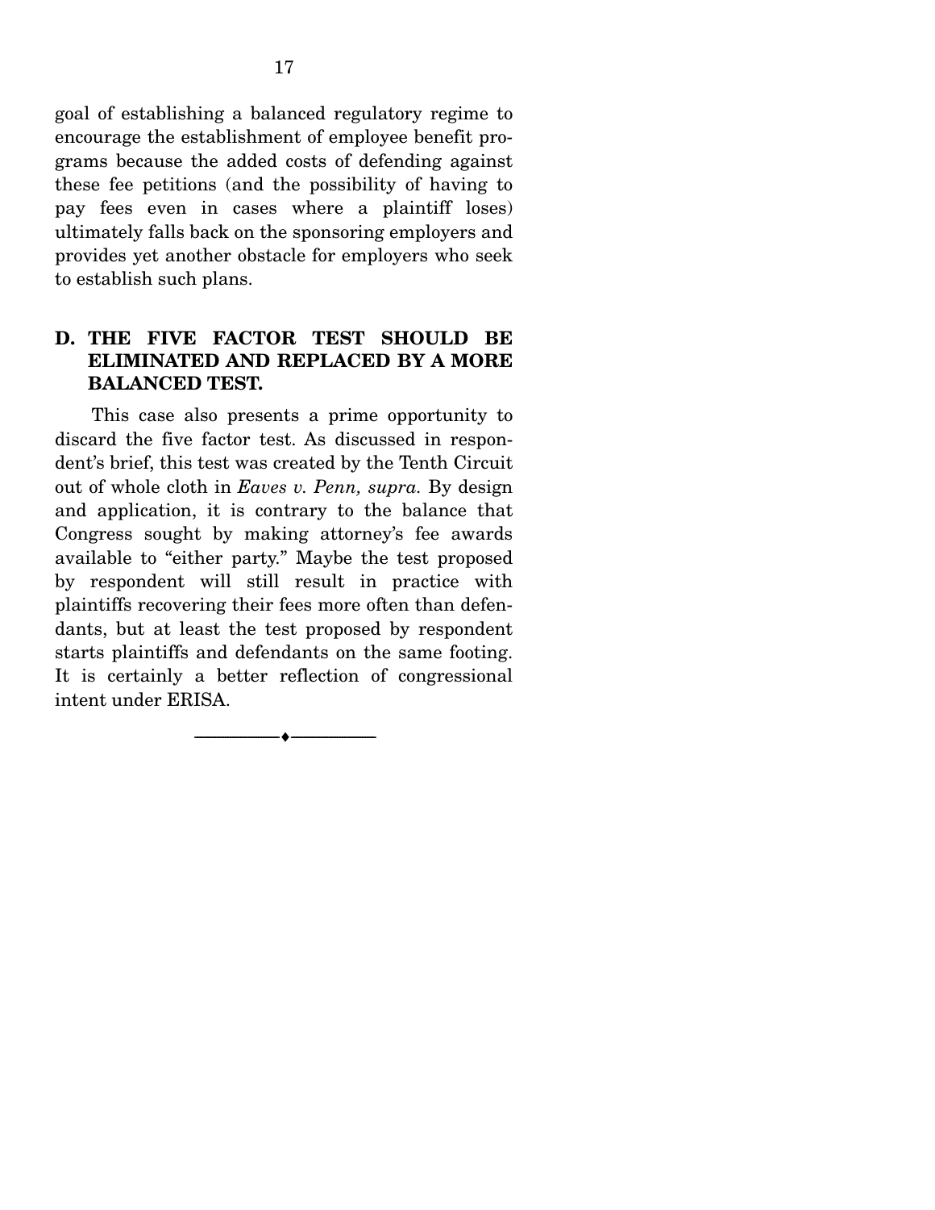goal of establishing a balanced regulatory regime to encourage the establishment of employee benefit programs because the added costs of defending against these fee petitions (and the possibility of having to pay fees even in cases where a plaintiff loses) ultimately falls back on the sponsoring employers and provides yet another obstacle for employers who seek to establish such plans.

## D. THE FIVE FACTOR TEST SHOULD BE ELIMINATED AND REPLACED BY A MORE BALANCED TEST.

This case also presents a prime opportunity to discard the five factor test. As discussed in respondent's brief, this test was created by the Tenth Circuit out of whole cloth in *Eaves v. Penn, supra.* By design and application, it is contrary to the balance that Congress sought by making attorney's fee awards available to "either party." Maybe the test proposed by respondent will still result in practice with plaintiffs recovering their fees more often than defendants, but at least the test proposed by respondent starts plaintiffs and defendants on the same footing. It is certainly a better reflection of congressional intent under ERISA.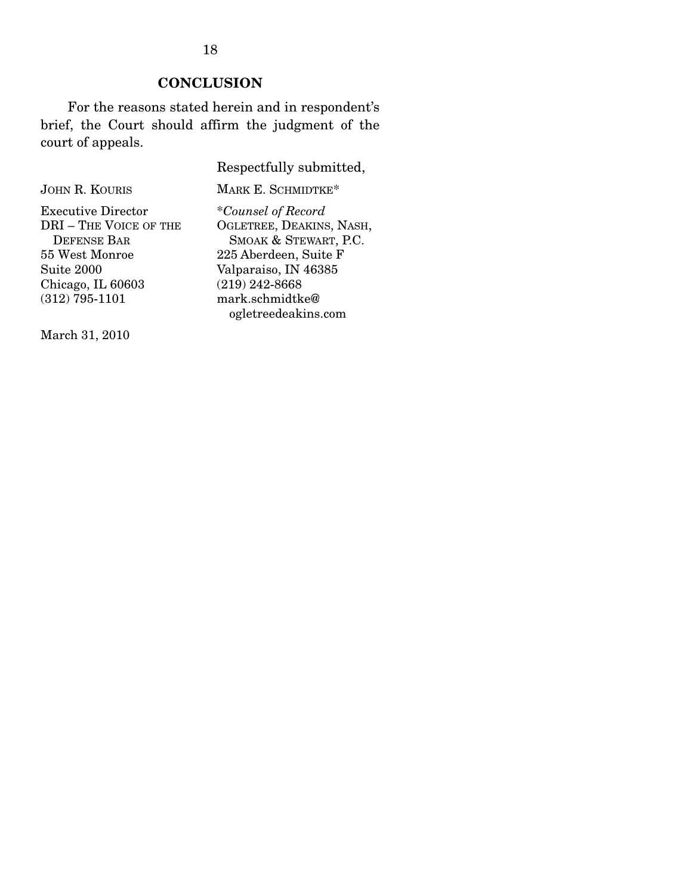## CONCLUSION

For the reasons stated herein and in respondent's brief, the Court should affirm the judgment of the court of appeals.

Respectfully submitted,

JOHN R. KOURIS
Executive Director
DRI – THE VOICE OF THE DEFENSE BAR
55 West Monroe
Suite 2000
Chicago, IL 60603
(312) 795-1101

MARK E. SCHMIDTKE*
*\*Counsel of Record*
OGLETREE, DEAKINS, NASH, SMOAK & STEWART, P.C.
225 Aberdeen, Suite F
Valparaiso, IN 46385
(219) 242-8668
mark.schmidtke@ogletreedeakins.com

March 31, 2010